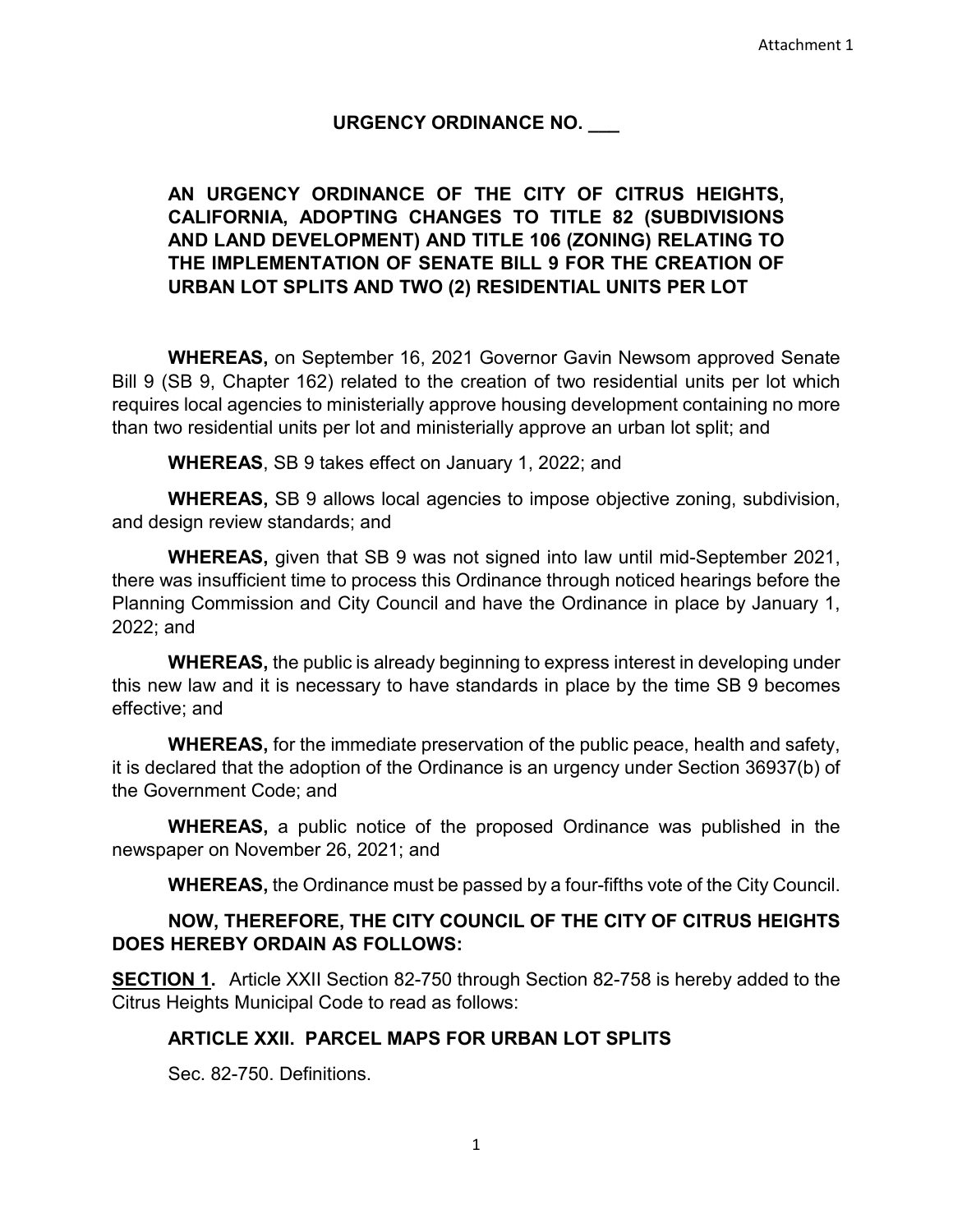Attachment 1

# URGENCY ORDINANCE NO. ___

## AN URGENCY ORDINANCE OF THE CITY OF CITRUS HEIGHTS, CALIFORNIA, ADOPTING CHANGES TO TITLE 82 (SUBDIVISIONS AND LAND DEVELOPMENT) AND TITLE 106 (ZONING) RELATING TO THE IMPLEMENTATION OF SENATE BILL 9 FOR THE CREATION OF URBAN LOT SPLITS AND TWO (2) RESIDENTIAL UNITS PER LOT

**WHEREAS,** on September 16, 2021 Governor Gavin Newsom approved Senate Bill 9 (SB 9, Chapter 162) related to the creation of two residential units per lot which requires local agencies to ministerially approve housing development containing no more than two residential units per lot and ministerially approve an urban lot split; and

**WHEREAS**, SB 9 takes effect on January 1, 2022; and

**WHEREAS,** SB 9 allows local agencies to impose objective zoning, subdivision, and design review standards; and

**WHEREAS,** given that SB 9 was not signed into law until mid-September 2021, there was insufficient time to process this Ordinance through noticed hearings before the Planning Commission and City Council and have the Ordinance in place by January 1, 2022; and

**WHEREAS,** the public is already beginning to express interest in developing under this new law and it is necessary to have standards in place by the time SB 9 becomes effective; and

**WHEREAS,** for the immediate preservation of the public peace, health and safety, it is declared that the adoption of the Ordinance is an urgency under Section 36937(b) of the Government Code; and

**WHEREAS,** a public notice of the proposed Ordinance was published in the newspaper on November 26, 2021; and

**WHEREAS,** the Ordinance must be passed by a four-fifths vote of the City Council.

**NOW, THEREFORE, THE CITY COUNCIL OF THE CITY OF CITRUS HEIGHTS DOES HEREBY ORDAIN AS FOLLOWS:**

**SECTION 1.** Article XXII Section 82-750 through Section 82-758 is hereby added to the Citrus Heights Municipal Code to read as follows:

**ARTICLE XXII. PARCEL MAPS FOR URBAN LOT SPLITS**

Sec. 82-750. Definitions.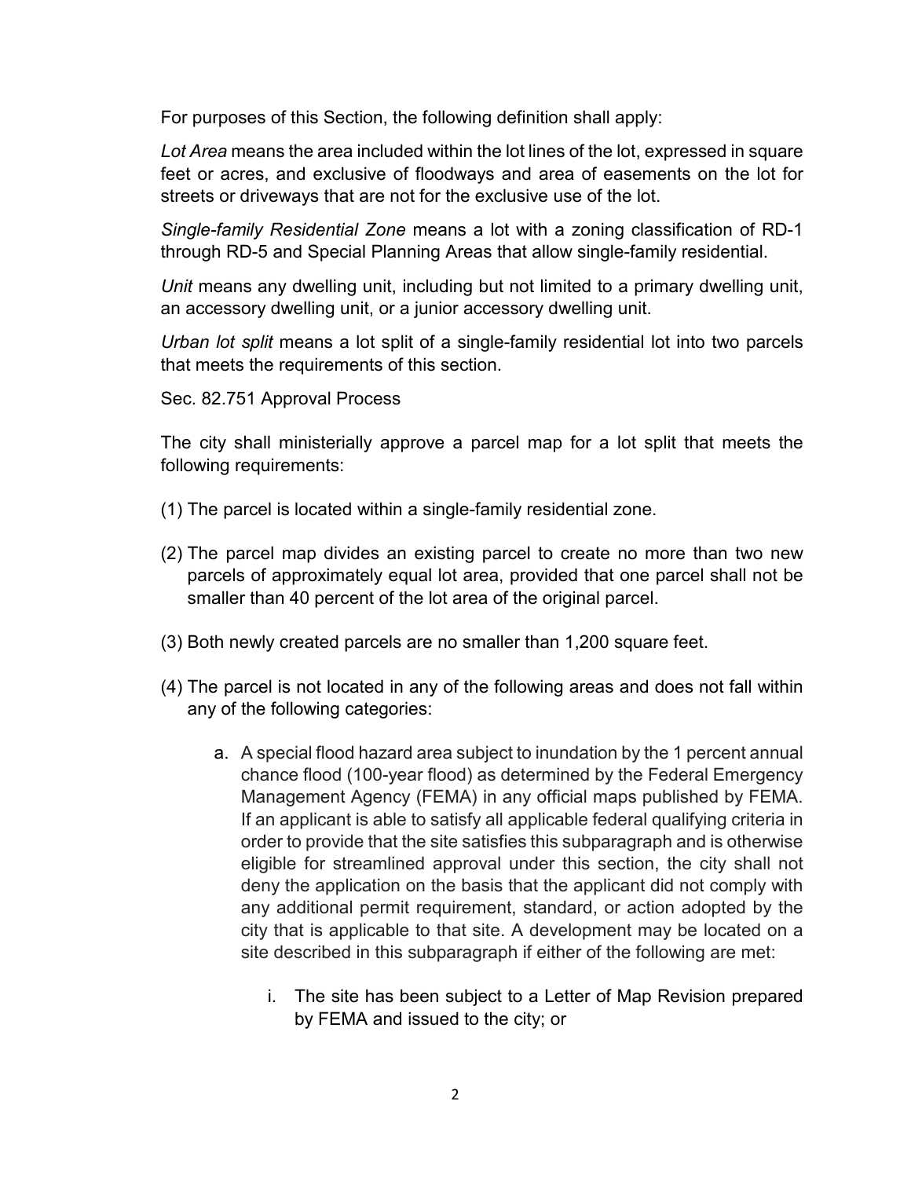For purposes of this Section, the following definition shall apply:

*Lot Area* means the area included within the lot lines of the lot, expressed in square feet or acres, and exclusive of floodways and area of easements on the lot for streets or driveways that are not for the exclusive use of the lot.

*Single-family Residential Zone* means a lot with a zoning classification of RD-1 through RD-5 and Special Planning Areas that allow single-family residential.

*Unit* means any dwelling unit, including but not limited to a primary dwelling unit, an accessory dwelling unit, or a junior accessory dwelling unit.

*Urban lot split* means a lot split of a single-family residential lot into two parcels that meets the requirements of this section.

Sec. 82.751 Approval Process

The city shall ministerially approve a parcel map for a lot split that meets the following requirements:

(1) The parcel is located within a single-family residential zone.

(2) The parcel map divides an existing parcel to create no more than two new parcels of approximately equal lot area, provided that one parcel shall not be smaller than 40 percent of the lot area of the original parcel.

(3) Both newly created parcels are no smaller than 1,200 square feet.

(4) The parcel is not located in any of the following areas and does not fall within any of the following categories:

   a. A special flood hazard area subject to inundation by the 1 percent annual chance flood (100-year flood) as determined by the Federal Emergency Management Agency (FEMA) in any official maps published by FEMA. If an applicant is able to satisfy all applicable federal qualifying criteria in order to provide that the site satisfies this subparagraph and is otherwise eligible for streamlined approval under this section, the city shall not deny the application on the basis that the applicant did not comply with any additional permit requirement, standard, or action adopted by the city that is applicable to that site. A development may be located on a site described in this subparagraph if either of the following are met:

      i. The site has been subject to a Letter of Map Revision prepared by FEMA and issued to the city; or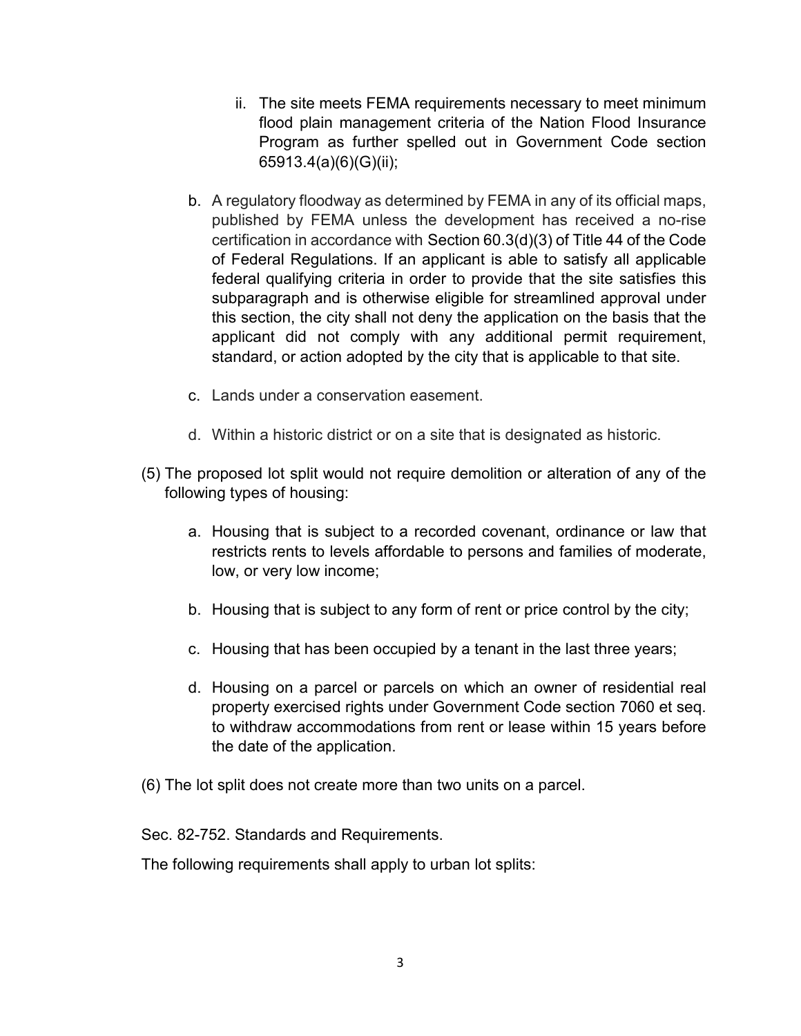ii. The site meets FEMA requirements necessary to meet minimum flood plain management criteria of the Nation Flood Insurance Program as further spelled out in Government Code section 65913.4(a)(6)(G)(ii);

b. A regulatory floodway as determined by FEMA in any of its official maps, published by FEMA unless the development has received a no-rise certification in accordance with Section 60.3(d)(3) of Title 44 of the Code of Federal Regulations. If an applicant is able to satisfy all applicable federal qualifying criteria in order to provide that the site satisfies this subparagraph and is otherwise eligible for streamlined approval under this section, the city shall not deny the application on the basis that the applicant did not comply with any additional permit requirement, standard, or action adopted by the city that is applicable to that site.

c. Lands under a conservation easement.

d. Within a historic district or on a site that is designated as historic.

(5) The proposed lot split would not require demolition or alteration of any of the following types of housing:

a. Housing that is subject to a recorded covenant, ordinance or law that restricts rents to levels affordable to persons and families of moderate, low, or very low income;

b. Housing that is subject to any form of rent or price control by the city;

c. Housing that has been occupied by a tenant in the last three years;

d. Housing on a parcel or parcels on which an owner of residential real property exercised rights under Government Code section 7060 et seq. to withdraw accommodations from rent or lease within 15 years before the date of the application.

(6) The lot split does not create more than two units on a parcel.

Sec. 82-752. Standards and Requirements.

The following requirements shall apply to urban lot splits: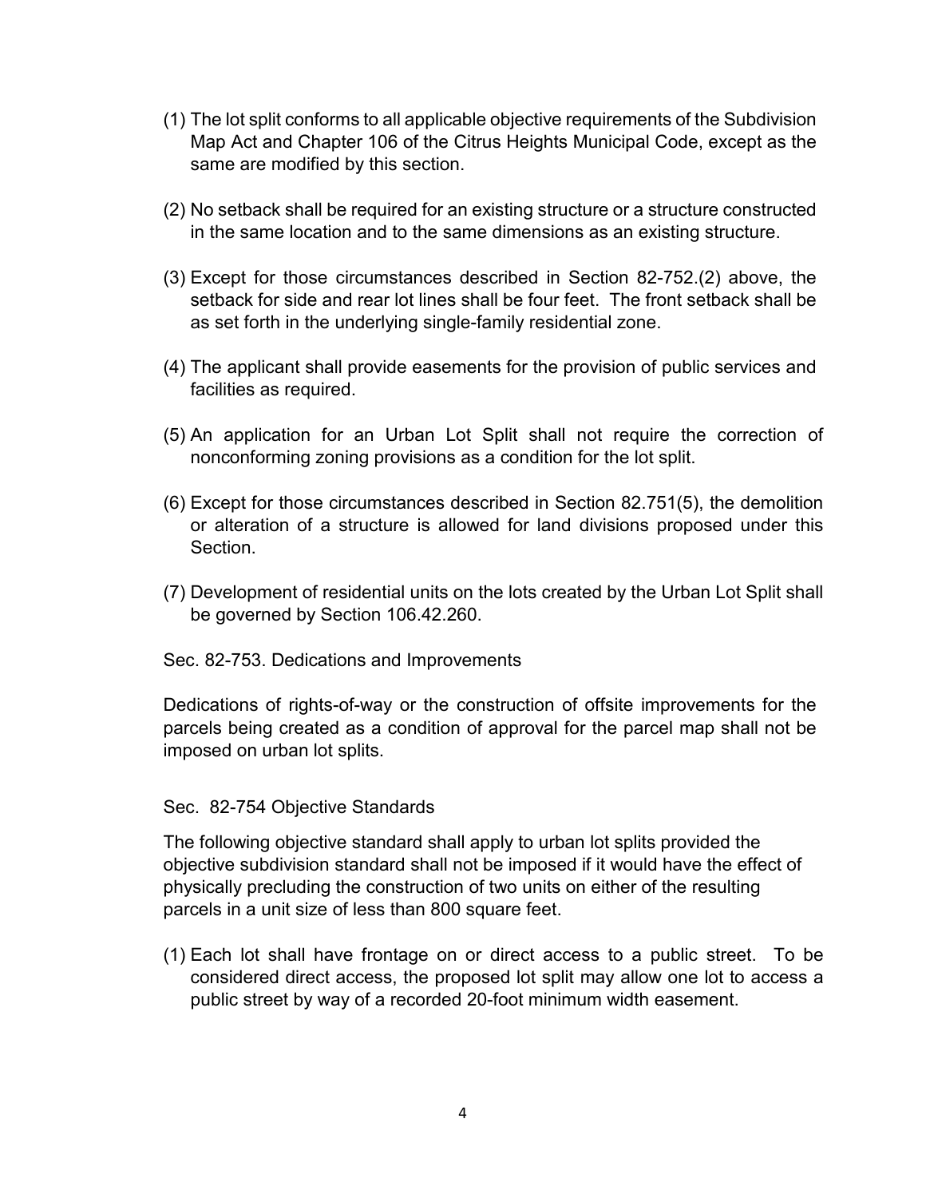(1) The lot split conforms to all applicable objective requirements of the Subdivision Map Act and Chapter 106 of the Citrus Heights Municipal Code, except as the same are modified by this section.

(2) No setback shall be required for an existing structure or a structure constructed in the same location and to the same dimensions as an existing structure.

(3) Except for those circumstances described in Section 82-752.(2) above, the setback for side and rear lot lines shall be four feet. The front setback shall be as set forth in the underlying single-family residential zone.

(4) The applicant shall provide easements for the provision of public services and facilities as required.

(5) An application for an Urban Lot Split shall not require the correction of nonconforming zoning provisions as a condition for the lot split.

(6) Except for those circumstances described in Section 82.751(5), the demolition or alteration of a structure is allowed for land divisions proposed under this Section.

(7) Development of residential units on the lots created by the Urban Lot Split shall be governed by Section 106.42.260.

Sec. 82-753. Dedications and Improvements

Dedications of rights-of-way or the construction of offsite improvements for the parcels being created as a condition of approval for the parcel map shall not be imposed on urban lot splits.

Sec. 82-754 Objective Standards

The following objective standard shall apply to urban lot splits provided the objective subdivision standard shall not be imposed if it would have the effect of physically precluding the construction of two units on either of the resulting parcels in a unit size of less than 800 square feet.

(1) Each lot shall have frontage on or direct access to a public street. To be considered direct access, the proposed lot split may allow one lot to access a public street by way of a recorded 20-foot minimum width easement.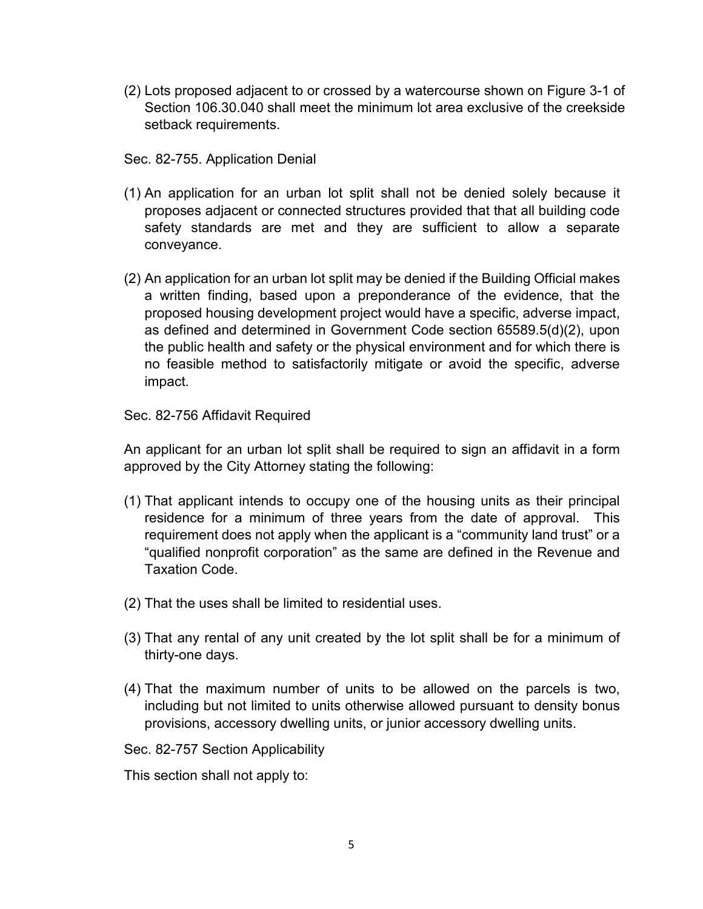(2) Lots proposed adjacent to or crossed by a watercourse shown on Figure 3-1 of Section 106.30.040 shall meet the minimum lot area exclusive of the creekside setback requirements.

Sec. 82-755. Application Denial

(1) An application for an urban lot split shall not be denied solely because it proposes adjacent or connected structures provided that that all building code safety standards are met and they are sufficient to allow a separate conveyance.

(2) An application for an urban lot split may be denied if the Building Official makes a written finding, based upon a preponderance of the evidence, that the proposed housing development project would have a specific, adverse impact, as defined and determined in Government Code section 65589.5(d)(2), upon the public health and safety or the physical environment and for which there is no feasible method to satisfactorily mitigate or avoid the specific, adverse impact.

Sec. 82-756 Affidavit Required

An applicant for an urban lot split shall be required to sign an affidavit in a form approved by the City Attorney stating the following:

(1) That applicant intends to occupy one of the housing units as their principal residence for a minimum of three years from the date of approval. This requirement does not apply when the applicant is a "community land trust" or a "qualified nonprofit corporation" as the same are defined in the Revenue and Taxation Code.

(2) That the uses shall be limited to residential uses.

(3) That any rental of any unit created by the lot split shall be for a minimum of thirty-one days.

(4) That the maximum number of units to be allowed on the parcels is two, including but not limited to units otherwise allowed pursuant to density bonus provisions, accessory dwelling units, or junior accessory dwelling units.

Sec. 82-757 Section Applicability

This section shall not apply to: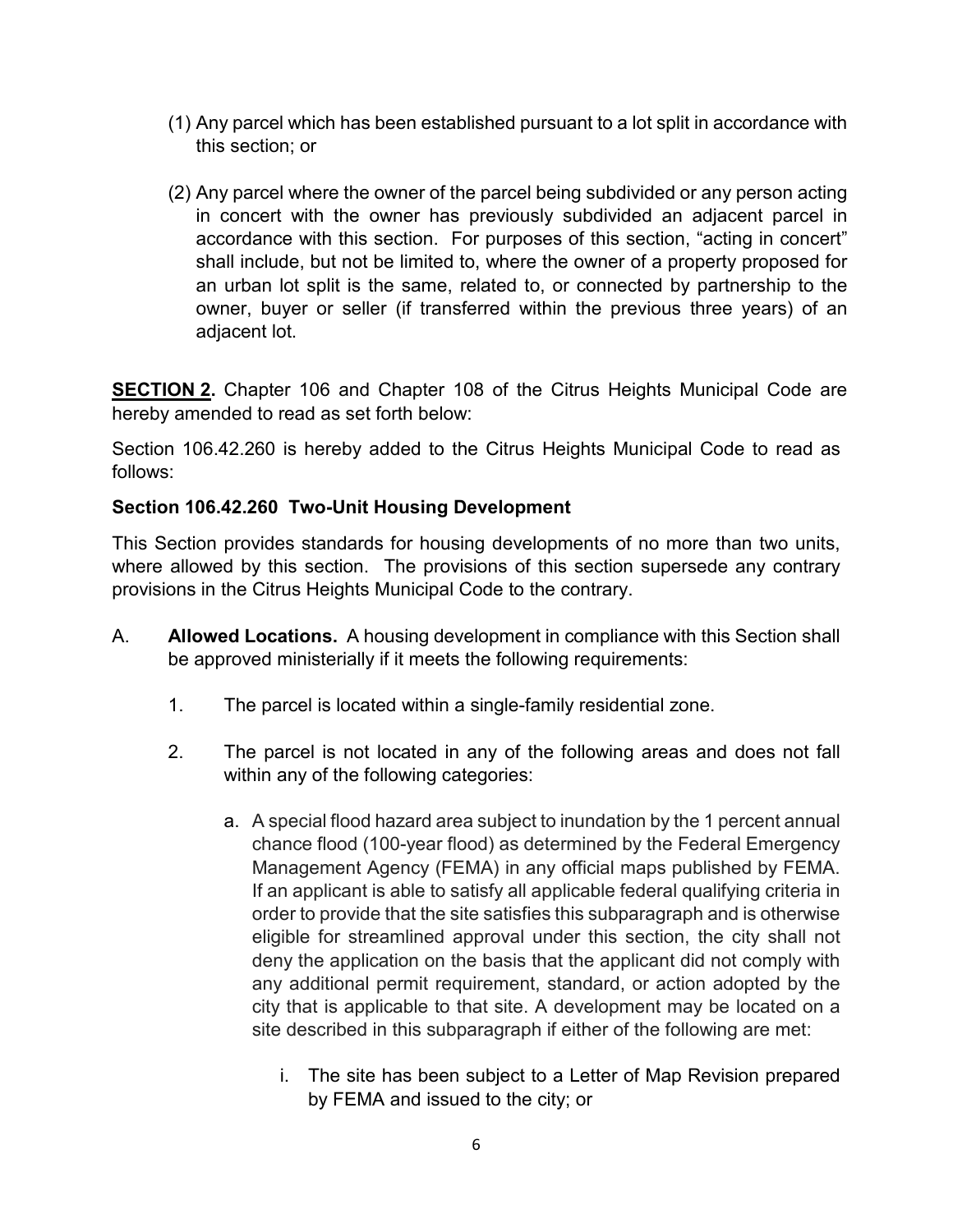(1) Any parcel which has been established pursuant to a lot split in accordance with this section; or

(2) Any parcel where the owner of the parcel being subdivided or any person acting in concert with the owner has previously subdivided an adjacent parcel in accordance with this section. For purposes of this section, "acting in concert" shall include, but not be limited to, where the owner of a property proposed for an urban lot split is the same, related to, or connected by partnership to the owner, buyer or seller (if transferred within the previous three years) of an adjacent lot.

**SECTION 2.** Chapter 106 and Chapter 108 of the Citrus Heights Municipal Code are hereby amended to read as set forth below:

Section 106.42.260 is hereby added to the Citrus Heights Municipal Code to read as follows:

**Section 106.42.260 Two-Unit Housing Development**

This Section provides standards for housing developments of no more than two units, where allowed by this section. The provisions of this section supersede any contrary provisions in the Citrus Heights Municipal Code to the contrary.

A. **Allowed Locations.** A housing development in compliance with this Section shall be approved ministerially if it meets the following requirements:

1. The parcel is located within a single-family residential zone.

2. The parcel is not located in any of the following areas and does not fall within any of the following categories:

   a. A special flood hazard area subject to inundation by the 1 percent annual chance flood (100-year flood) as determined by the Federal Emergency Management Agency (FEMA) in any official maps published by FEMA. If an applicant is able to satisfy all applicable federal qualifying criteria in order to provide that the site satisfies this subparagraph and is otherwise eligible for streamlined approval under this section, the city shall not deny the application on the basis that the applicant did not comply with any additional permit requirement, standard, or action adopted by the city that is applicable to that site. A development may be located on a site described in this subparagraph if either of the following are met:

      i. The site has been subject to a Letter of Map Revision prepared by FEMA and issued to the city; or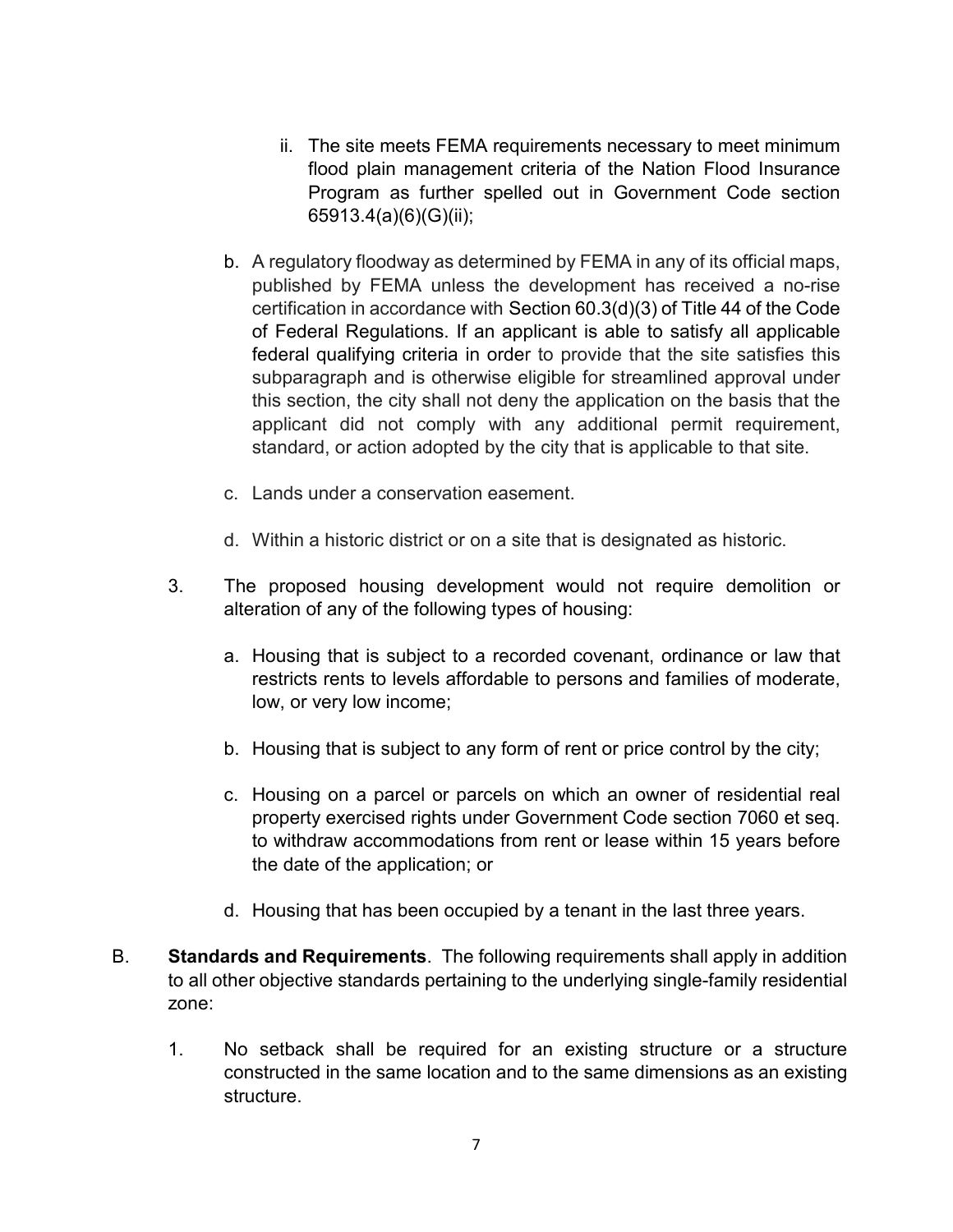ii. The site meets FEMA requirements necessary to meet minimum flood plain management criteria of the Nation Flood Insurance Program as further spelled out in Government Code section 65913.4(a)(6)(G)(ii);

b. A regulatory floodway as determined by FEMA in any of its official maps, published by FEMA unless the development has received a no-rise certification in accordance with Section 60.3(d)(3) of Title 44 of the Code of Federal Regulations. If an applicant is able to satisfy all applicable federal qualifying criteria in order to provide that the site satisfies this subparagraph and is otherwise eligible for streamlined approval under this section, the city shall not deny the application on the basis that the applicant did not comply with any additional permit requirement, standard, or action adopted by the city that is applicable to that site.

c. Lands under a conservation easement.

d. Within a historic district or on a site that is designated as historic.

3. The proposed housing development would not require demolition or alteration of any of the following types of housing:

   a. Housing that is subject to a recorded covenant, ordinance or law that restricts rents to levels affordable to persons and families of moderate, low, or very low income;

   b. Housing that is subject to any form of rent or price control by the city;

   c. Housing on a parcel or parcels on which an owner of residential real property exercised rights under Government Code section 7060 et seq. to withdraw accommodations from rent or lease within 15 years before the date of the application; or

   d. Housing that has been occupied by a tenant in the last three years.

B. **Standards and Requirements**. The following requirements shall apply in addition to all other objective standards pertaining to the underlying single-family residential zone:

1. No setback shall be required for an existing structure or a structure constructed in the same location and to the same dimensions as an existing structure.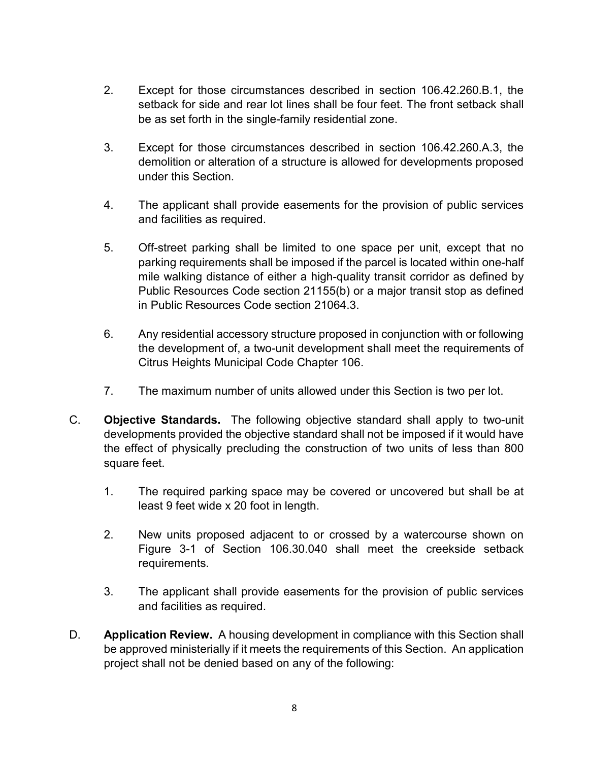2. Except for those circumstances described in section 106.42.260.B.1, the setback for side and rear lot lines shall be four feet. The front setback shall be as set forth in the single-family residential zone.

3. Except for those circumstances described in section 106.42.260.A.3, the demolition or alteration of a structure is allowed for developments proposed under this Section.

4. The applicant shall provide easements for the provision of public services and facilities as required.

5. Off-street parking shall be limited to one space per unit, except that no parking requirements shall be imposed if the parcel is located within one-half mile walking distance of either a high-quality transit corridor as defined by Public Resources Code section 21155(b) or a major transit stop as defined in Public Resources Code section 21064.3.

6. Any residential accessory structure proposed in conjunction with or following the development of, a two-unit development shall meet the requirements of Citrus Heights Municipal Code Chapter 106.

7. The maximum number of units allowed under this Section is two per lot.

C. **Objective Standards.** The following objective standard shall apply to two-unit developments provided the objective standard shall not be imposed if it would have the effect of physically precluding the construction of two units of less than 800 square feet.

   1. The required parking space may be covered or uncovered but shall be at least 9 feet wide x 20 foot in length.

   2. New units proposed adjacent to or crossed by a watercourse shown on Figure 3-1 of Section 106.30.040 shall meet the creekside setback requirements.

   3. The applicant shall provide easements for the provision of public services and facilities as required.

D. **Application Review.** A housing development in compliance with this Section shall be approved ministerially if it meets the requirements of this Section. An application project shall not be denied based on any of the following: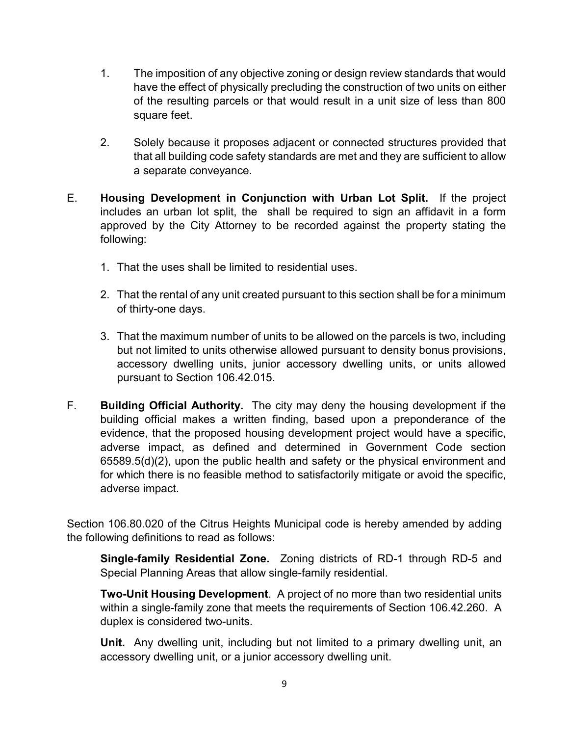1. The imposition of any objective zoning or design review standards that would have the effect of physically precluding the construction of two units on either of the resulting parcels or that would result in a unit size of less than 800 square feet.

2. Solely because it proposes adjacent or connected structures provided that that all building code safety standards are met and they are sufficient to allow a separate conveyance.

E. **Housing Development in Conjunction with Urban Lot Split.** If the project includes an urban lot split, the shall be required to sign an affidavit in a form approved by the City Attorney to be recorded against the property stating the following:

   1. That the uses shall be limited to residential uses.

   2. That the rental of any unit created pursuant to this section shall be for a minimum of thirty-one days.

   3. That the maximum number of units to be allowed on the parcels is two, including but not limited to units otherwise allowed pursuant to density bonus provisions, accessory dwelling units, junior accessory dwelling units, or units allowed pursuant to Section 106.42.015.

F. **Building Official Authority.** The city may deny the housing development if the building official makes a written finding, based upon a preponderance of the evidence, that the proposed housing development project would have a specific, adverse impact, as defined and determined in Government Code section 65589.5(d)(2), upon the public health and safety or the physical environment and for which there is no feasible method to satisfactorily mitigate or avoid the specific, adverse impact.

Section 106.80.020 of the Citrus Heights Municipal code is hereby amended by adding the following definitions to read as follows:

**Single-family Residential Zone.** Zoning districts of RD-1 through RD-5 and Special Planning Areas that allow single-family residential.

**Two-Unit Housing Development**. A project of no more than two residential units within a single-family zone that meets the requirements of Section 106.42.260. A duplex is considered two-units.

**Unit.** Any dwelling unit, including but not limited to a primary dwelling unit, an accessory dwelling unit, or a junior accessory dwelling unit.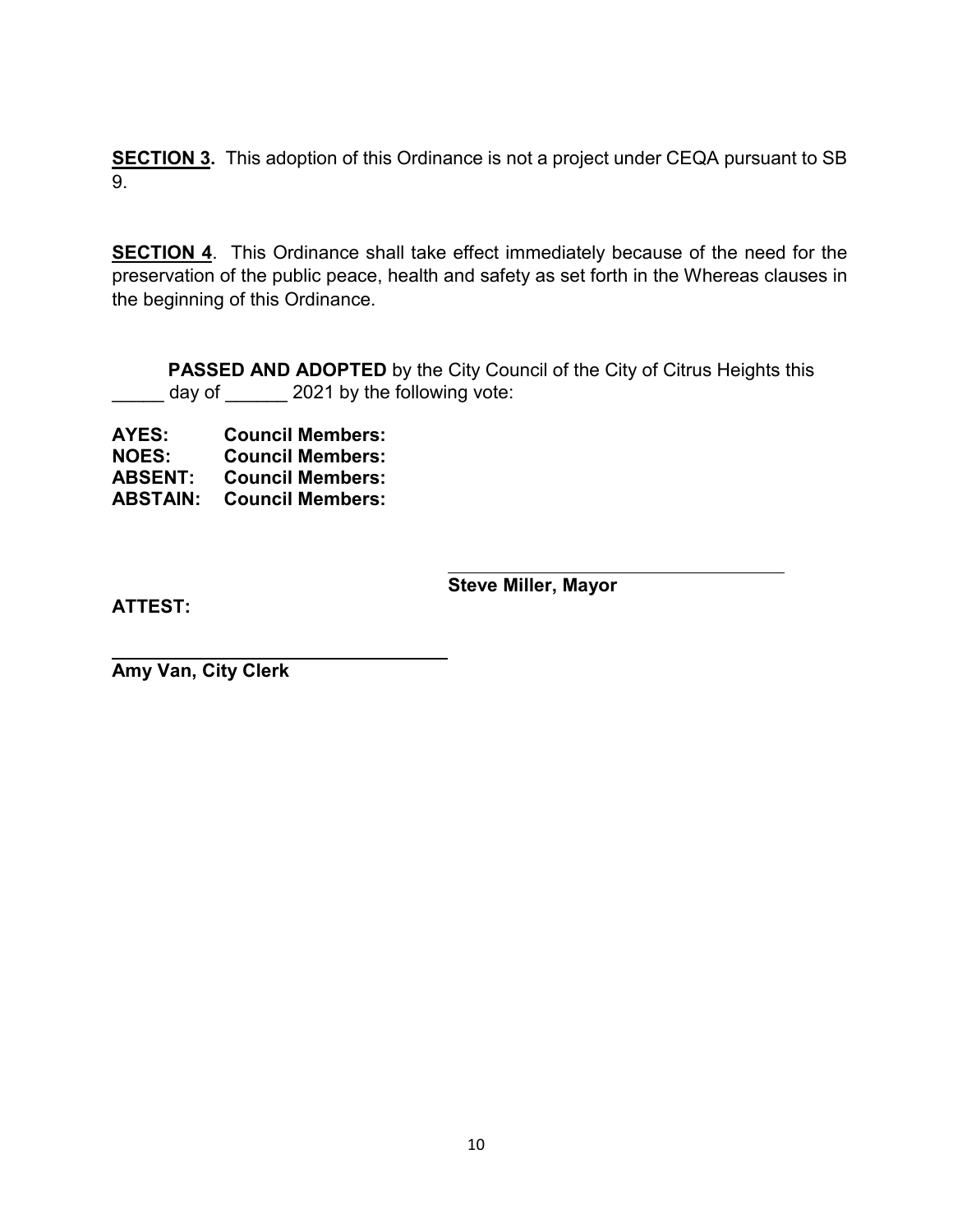**SECTION 3.** This adoption of this Ordinance is not a project under CEQA pursuant to SB 9.

**SECTION 4**. This Ordinance shall take effect immediately because of the need for the preservation of the public peace, health and safety as set forth in the Whereas clauses in the beginning of this Ordinance.

**PASSED AND ADOPTED** by the City Council of the City of Citrus Heights this _____ day of ______ 2021 by the following vote:

**AYES: Council Members:**
**NOES: Council Members:**
**ABSENT: Council Members:**
**ABSTAIN: Council Members:**

______________________________
**Steve Miller, Mayor**

**ATTEST:**

______________________________
**Amy Van, City Clerk**